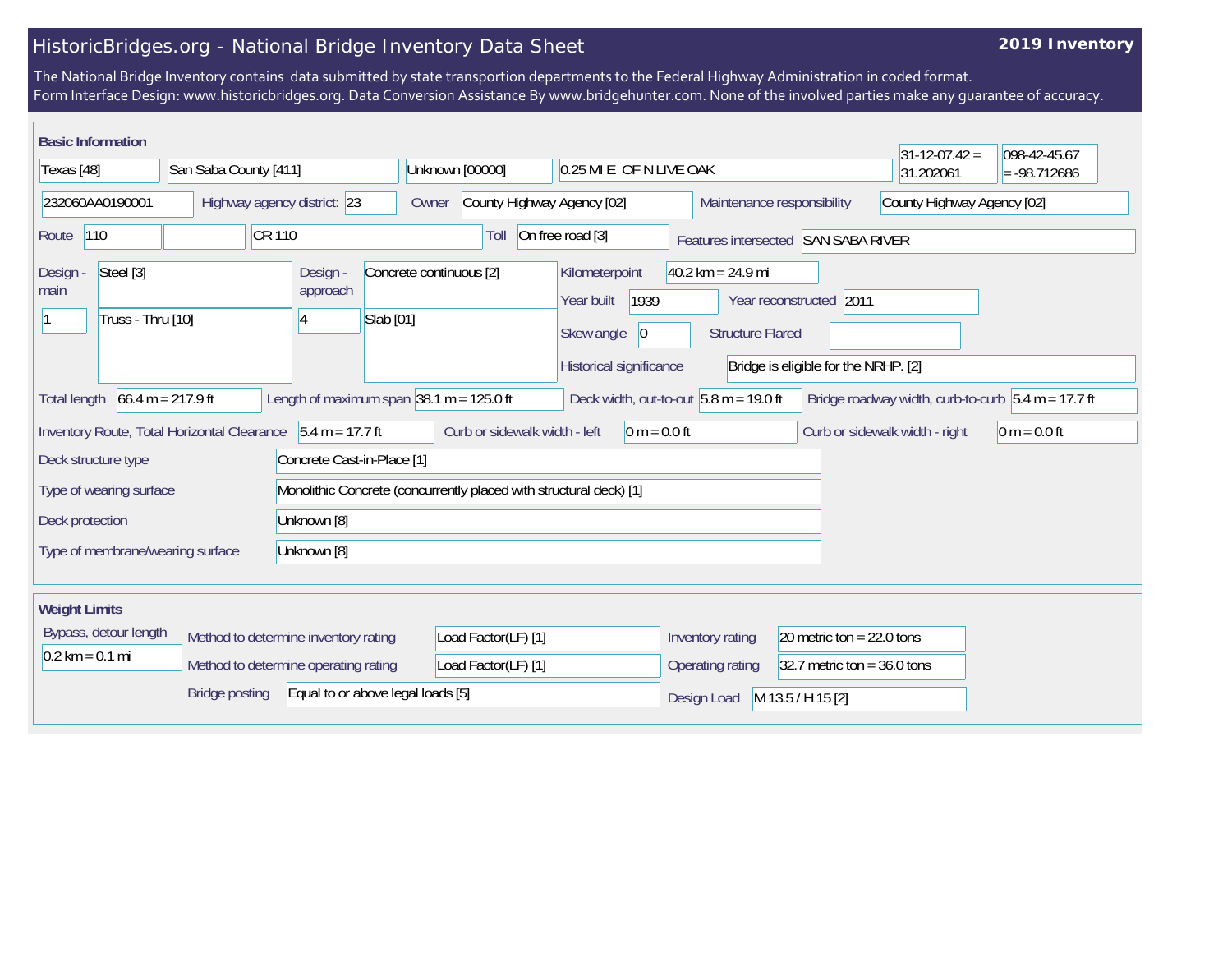# HistoricBridges.org - National Bridge Inventory Data Sheet

**2019 Inventory**

The National Bridge Inventory contains data submitted by state transportion departments to the Federal Highway Administration in coded format.
Form Interface Design: www.historicbridges.org. Data Conversion Assistance By www.bridgehunter.com. None of the involved parties make any guarantee of accuracy.

## Basic Information

| | |
|---|---|
| State | Texas [48] |
| County | San Saba County [411] |
| Place | Unknown [00000] |
| Location | 0.25 MI E OF N LIVE OAK |
| Latitude | 31-12-07.42 = 31.202061 |
| Longitude | 098-42-45.67 = -98.712686 |
| Structure Number | 232060AA0190001 |
| Highway agency district | 23 |
| Owner | County Highway Agency [02] |
| Maintenance responsibility | County Highway Agency [02] |
| Route | 110 |
| Facility carried | CR 110 |
| Toll | On free road [3] |
| Features intersected | SAN SABA RIVER |
| Design - main | Steel [3] |
| | 1 — Truss - Thru [10] |
| Design - approach | Concrete continuous [2] |
| | 4 — Slab [01] |
| Kilometerpoint | 40.2 km = 24.9 mi |
| Year built | 1939 |
| Year reconstructed | 2011 |
| Skew angle | 0 |
| Structure Flared | |
| Historical significance | Bridge is eligible for the NRHP. [2] |
| Total length | 66.4 m = 217.9 ft |
| Length of maximum span | 38.1 m = 125.0 ft |
| Deck width, out-to-out | 5.8 m = 19.0 ft |
| Bridge roadway width, curb-to-curb | 5.4 m = 17.7 ft |
| Inventory Route, Total Horizontal Clearance | 5.4 m = 17.7 ft |
| Curb or sidewalk width - left | 0 m = 0.0 ft |
| Curb or sidewalk width - right | 0 m = 0.0 ft |
| Deck structure type | Concrete Cast-in-Place [1] |
| Type of wearing surface | Monolithic Concrete (concurrently placed with structural deck) [1] |
| Deck protection | Unknown [8] |
| Type of membrane/wearing surface | Unknown [8] |

## Weight Limits

| | |
|---|---|
| Bypass, detour length | 0.2 km = 0.1 mi |
| Method to determine inventory rating | Load Factor(LF) [1] |
| Method to determine operating rating | Load Factor(LF) [1] |
| Bridge posting | Equal to or above legal loads [5] |
| Inventory rating | 20 metric ton = 22.0 tons |
| Operating rating | 32.7 metric ton = 36.0 tons |
| Design Load | M 13.5 / H 15 [2] |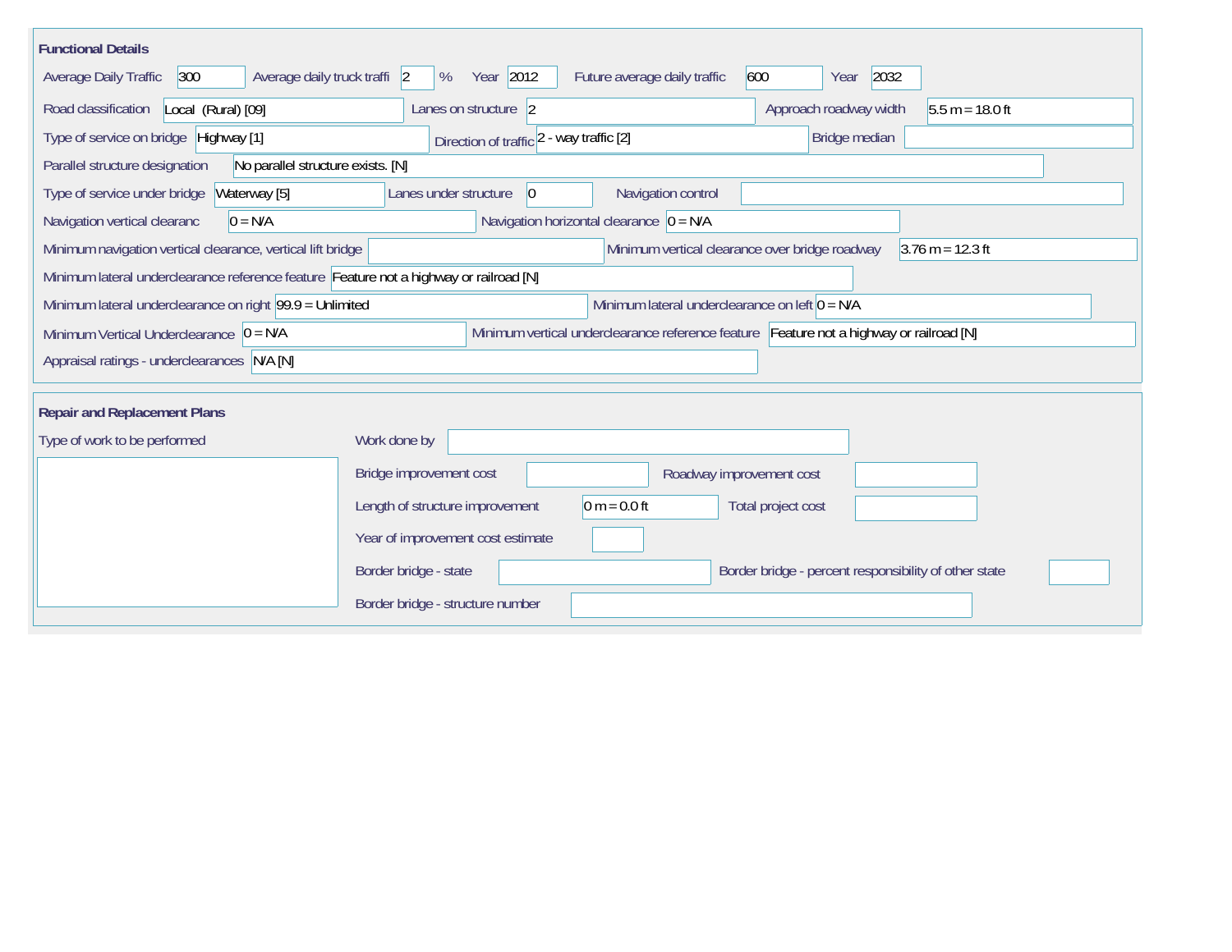## Functional Details

| Field | Value |
|---|---|
| Average Daily Traffic | 300 |
| Average daily truck traffi | 2 % |
| Year | 2012 |
| Future average daily traffic | 600 |
| Year | 2032 |
| Road classification | Local (Rural) [09] |
| Lanes on structure | 2 |
| Approach roadway width | 5.5 m = 18.0 ft |
| Type of service on bridge | Highway [1] |
| Direction of traffic | 2 - way traffic [2] |
| Bridge median | |
| Parallel structure designation | No parallel structure exists. [N] |
| Type of service under bridge | Waterway [5] |
| Lanes under structure | 0 |
| Navigation control | |
| Navigation vertical clearanc | 0 = N/A |
| Navigation horizontal clearance | 0 = N/A |
| Minimum navigation vertical clearance, vertical lift bridge | |
| Minimum vertical clearance over bridge roadway | 3.76 m = 12.3 ft |
| Minimum lateral underclearance reference feature | Feature not a highway or railroad [N] |
| Minimum lateral underclearance on right | 99.9 = Unlimited |
| Minimum lateral underclearance on left | 0 = N/A |
| Minimum Vertical Underclearance | 0 = N/A |
| Minimum vertical underclearance reference feature | Feature not a highway or railroad [N] |
| Appraisal ratings - underclearances | N/A [N] |

## Repair and Replacement Plans

| Field | Value |
|---|---|
| Type of work to be performed | |
| Work done by | |
| Bridge improvement cost | |
| Roadway improvement cost | |
| Length of structure improvement | 0 m = 0.0 ft |
| Total project cost | |
| Year of improvement cost estimate | |
| Border bridge - state | |
| Border bridge - percent responsibility of other state | |
| Border bridge - structure number | |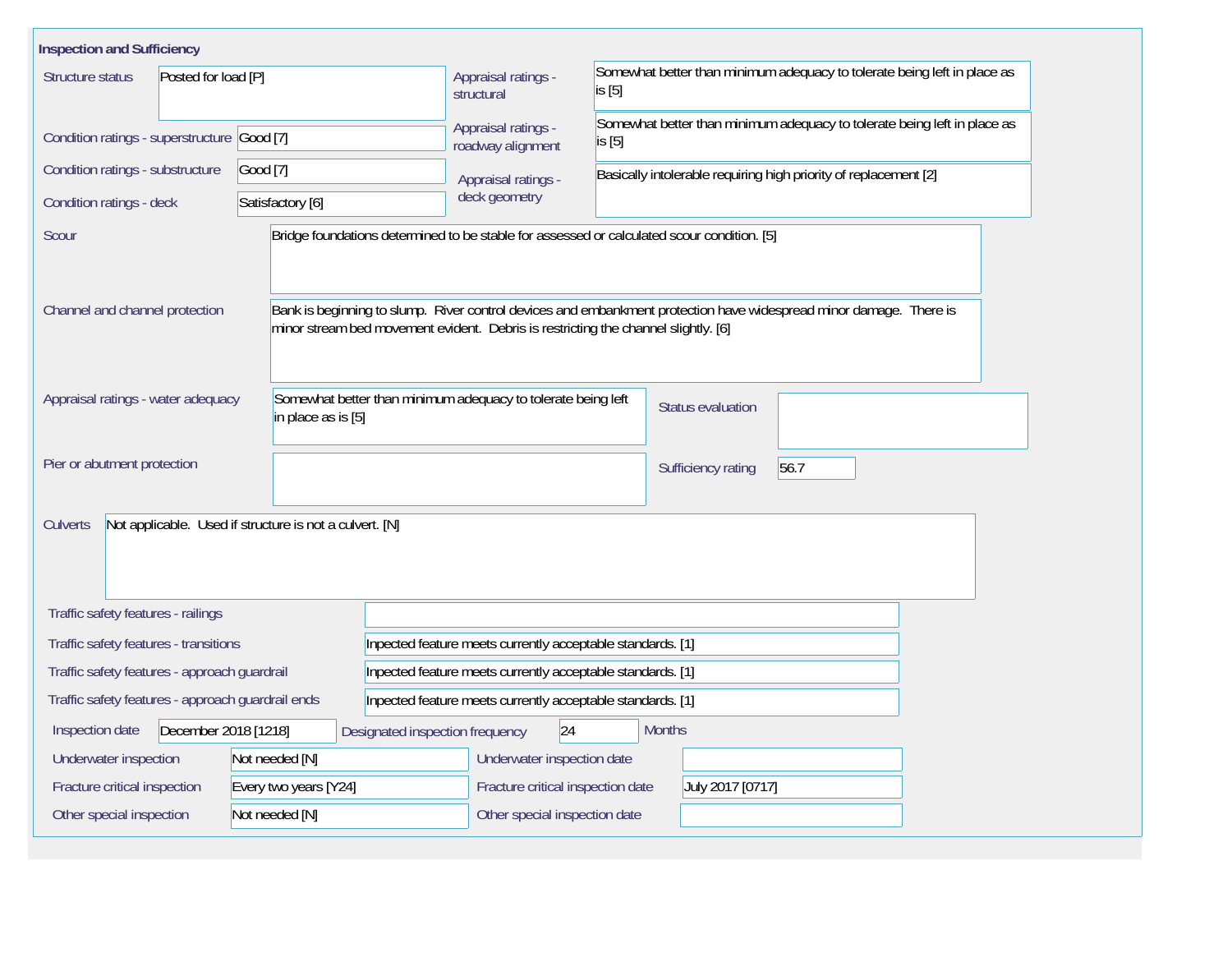## Inspection and Sufficiency

| | |
|---|---|
| Structure status | Posted for load [P] |
| Appraisal ratings - structural | Somewhat better than minimum adequacy to tolerate being left in place as is [5] |
| Condition ratings - superstructure | Good [7] |
| Appraisal ratings - roadway alignment | Somewhat better than minimum adequacy to tolerate being left in place as is [5] |
| Condition ratings - substructure | Good [7] |
| Appraisal ratings - deck geometry | Basically intolerable requiring high priority of replacement [2] |
| Condition ratings - deck | Satisfactory [6] |
| Scour | Bridge foundations determined to be stable for assessed or calculated scour condition. [5] |
| Channel and channel protection | Bank is beginning to slump. River control devices and embankment protection have widespread minor damage. There is minor stream bed movement evident. Debris is restricting the channel slightly. [6] |
| Appraisal ratings - water adequacy | Somewhat better than minimum adequacy to tolerate being left in place as is [5] |
| Status evaluation | |
| Pier or abutment protection | |
| Sufficiency rating | 56.7 |
| Culverts | Not applicable. Used if structure is not a culvert. [N] |
| Traffic safety features - railings | |
| Traffic safety features - transitions | Inpected feature meets currently acceptable standards. [1] |
| Traffic safety features - approach guardrail | Inpected feature meets currently acceptable standards. [1] |
| Traffic safety features - approach guardrail ends | Inpected feature meets currently acceptable standards. [1] |
| Inspection date | December 2018 [1218] |
| Designated inspection frequency | 24 Months |
| Underwater inspection | Not needed [N] |
| Underwater inspection date | |
| Fracture critical inspection | Every two years [Y24] |
| Fracture critical inspection date | July 2017 [0717] |
| Other special inspection | Not needed [N] |
| Other special inspection date | |